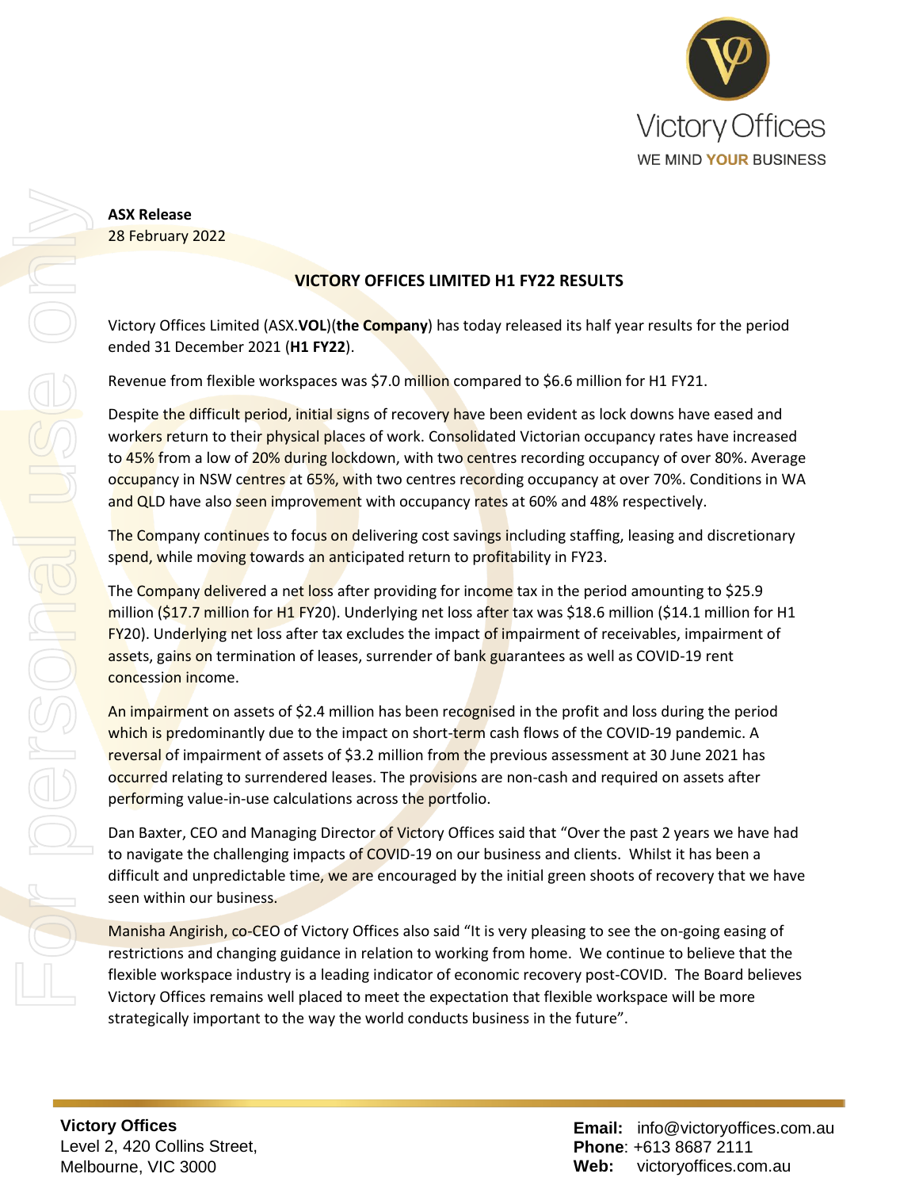**ASX Release**
28 February 2022

## VICTORY OFFICES LIMITED H1 FY22 RESULTS

Victory Offices Limited (ASX.**VOL**)(**the Company**) has today released its half year results for the period ended 31 December 2021 (**H1 FY22**).

Revenue from flexible workspaces was $7.0 million compared to $6.6 million for H1 FY21.

Despite the difficult period, initial signs of recovery have been evident as lock downs have eased and workers return to their physical places of work. Consolidated Victorian occupancy rates have increased to 45% from a low of 20% during lockdown, with two centres recording occupancy of over 80%. Average occupancy in NSW centres at 65%, with two centres recording occupancy at over 70%. Conditions in WA and QLD have also seen improvement with occupancy rates at 60% and 48% respectively.

The Company continues to focus on delivering cost savings including staffing, leasing and discretionary spend, while moving towards an anticipated return to profitability in FY23.

The Company delivered a net loss after providing for income tax in the period amounting to $25.9 million ($17.7 million for H1 FY20). Underlying net loss after tax was $18.6 million ($14.1 million for H1 FY20). Underlying net loss after tax excludes the impact of impairment of receivables, impairment of assets, gains on termination of leases, surrender of bank guarantees as well as COVID-19 rent concession income.

An impairment on assets of $2.4 million has been recognised in the profit and loss during the period which is predominantly due to the impact on short-term cash flows of the COVID-19 pandemic. A reversal of impairment of assets of $3.2 million from the previous assessment at 30 June 2021 has occurred relating to surrendered leases. The provisions are non-cash and required on assets after performing value-in-use calculations across the portfolio.

Dan Baxter, CEO and Managing Director of Victory Offices said that "Over the past 2 years we have had to navigate the challenging impacts of COVID-19 on our business and clients. Whilst it has been a difficult and unpredictable time, we are encouraged by the initial green shoots of recovery that we have seen within our business.

Manisha Angirish, co-CEO of Victory Offices also said "It is very pleasing to see the on-going easing of restrictions and changing guidance in relation to working from home. We continue to believe that the flexible workspace industry is a leading indicator of economic recovery post-COVID. The Board believes Victory Offices remains well placed to meet the expectation that flexible workspace will be more strategically important to the way the world conducts business in the future".

**Victory Offices**
Level 2, 420 Collins Street,
Melbourne, VIC 3000

**Email:** info@victoryoffices.com.au
**Phone**: +613 8687 2111
**Web:** victoryoffices.com.au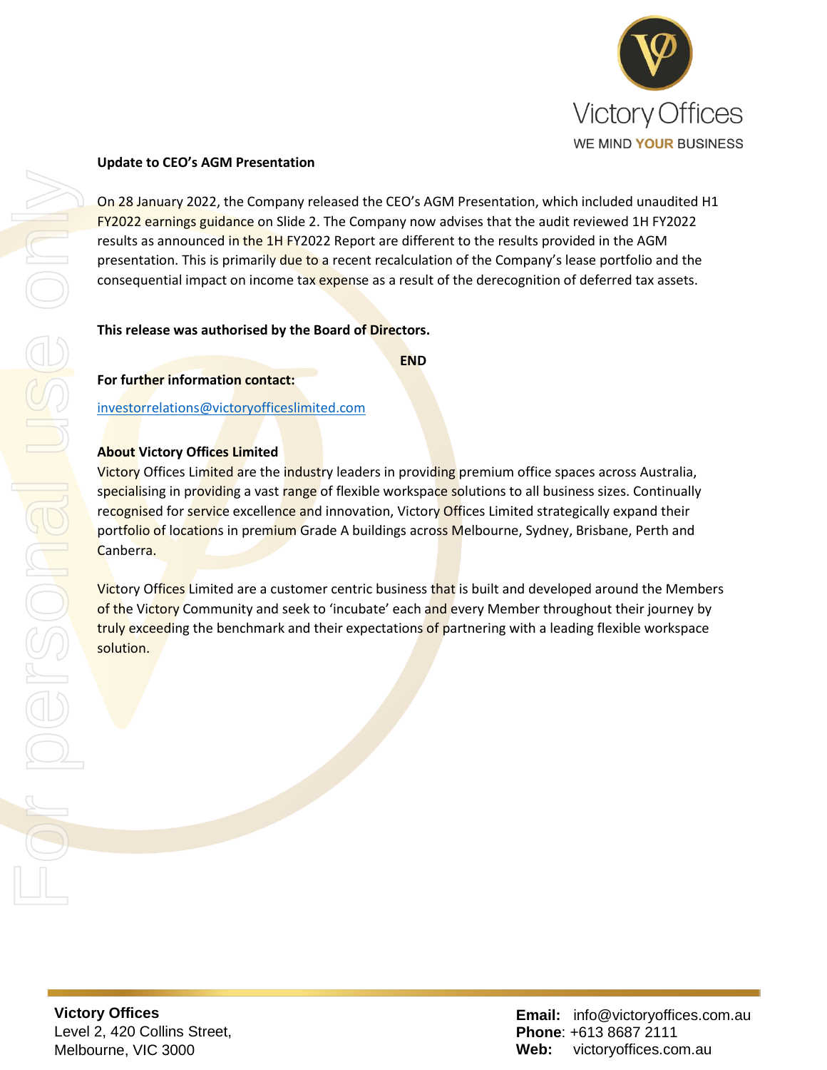**Update to CEO's AGM Presentation**

On 28 January 2022, the Company released the CEO's AGM Presentation, which included unaudited H1 FY2022 earnings guidance on Slide 2. The Company now advises that the audit reviewed 1H FY2022 results as announced in the 1H FY2022 Report are different to the results provided in the AGM presentation. This is primarily due to a recent recalculation of the Company's lease portfolio and the consequential impact on income tax expense as a result of the derecognition of deferred tax assets.

**This release was authorised by the Board of Directors.**

**END**

**For further information contact:**

investorrelations@victoryofficeslimited.com

**About Victory Offices Limited**

Victory Offices Limited are the industry leaders in providing premium office spaces across Australia, specialising in providing a vast range of flexible workspace solutions to all business sizes. Continually recognised for service excellence and innovation, Victory Offices Limited strategically expand their portfolio of locations in premium Grade A buildings across Melbourne, Sydney, Brisbane, Perth and Canberra.

Victory Offices Limited are a customer centric business that is built and developed around the Members of the Victory Community and seek to 'incubate' each and every Member throughout their journey by truly exceeding the benchmark and their expectations of partnering with a leading flexible workspace solution.

**Victory Offices**
Level 2, 420 Collins Street,
Melbourne, VIC 3000

**Email:** info@victoryoffices.com.au
**Phone**: +613 8687 2111
**Web:** victoryoffices.com.au